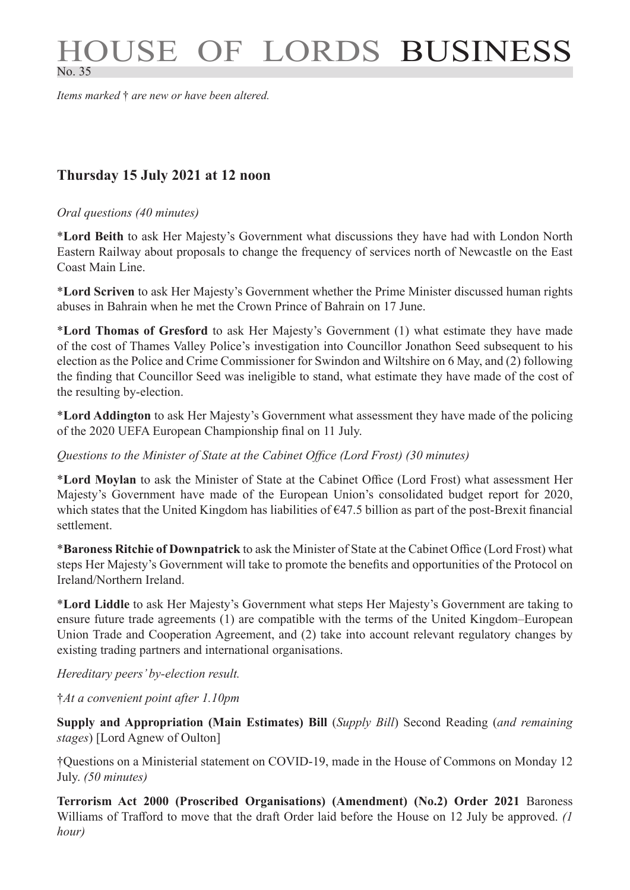# HOUSE OF LORDS BUSINESS

No. 35

*Items marked † are new or have been altered.*

## Thursday 15 July 2021 at 12 noon

*Oral questions (40 minutes)*

\***Lord Beith** to ask Her Majesty's Government what discussions they have had with London North Eastern Railway about proposals to change the frequency of services north of Newcastle on the East Coast Main Line.

\***Lord Scriven** to ask Her Majesty's Government whether the Prime Minister discussed human rights abuses in Bahrain when he met the Crown Prince of Bahrain on 17 June.

\***Lord Thomas of Gresford** to ask Her Majesty's Government (1) what estimate they have made of the cost of Thames Valley Police's investigation into Councillor Jonathon Seed subsequent to his election as the Police and Crime Commissioner for Swindon and Wiltshire on 6 May, and (2) following the finding that Councillor Seed was ineligible to stand, what estimate they have made of the cost of the resulting by-election.

\***Lord Addington** to ask Her Majesty's Government what assessment they have made of the policing of the 2020 UEFA European Championship final on 11 July.

*Questions to the Minister of State at the Cabinet Office (Lord Frost) (30 minutes)*

\***Lord Moylan** to ask the Minister of State at the Cabinet Office (Lord Frost) what assessment Her Majesty's Government have made of the European Union's consolidated budget report for 2020, which states that the United Kingdom has liabilities of €47.5 billion as part of the post-Brexit financial settlement.

\***Baroness Ritchie of Downpatrick** to ask the Minister of State at the Cabinet Office (Lord Frost) what steps Her Majesty's Government will take to promote the benefits and opportunities of the Protocol on Ireland/Northern Ireland.

\***Lord Liddle** to ask Her Majesty's Government what steps Her Majesty's Government are taking to ensure future trade agreements (1) are compatible with the terms of the United Kingdom–European Union Trade and Cooperation Agreement, and (2) take into account relevant regulatory changes by existing trading partners and international organisations.

*Hereditary peers' by-election result.*

†*At a convenient point after 1.10pm*

**Supply and Appropriation (Main Estimates) Bill** (*Supply Bill*) Second Reading (*and remaining stages*) [Lord Agnew of Oulton]

†Questions on a Ministerial statement on COVID-19, made in the House of Commons on Monday 12 July. *(50 minutes)*

**Terrorism Act 2000 (Proscribed Organisations) (Amendment) (No.2) Order 2021** Baroness Williams of Trafford to move that the draft Order laid before the House on 12 July be approved. *(1 hour)*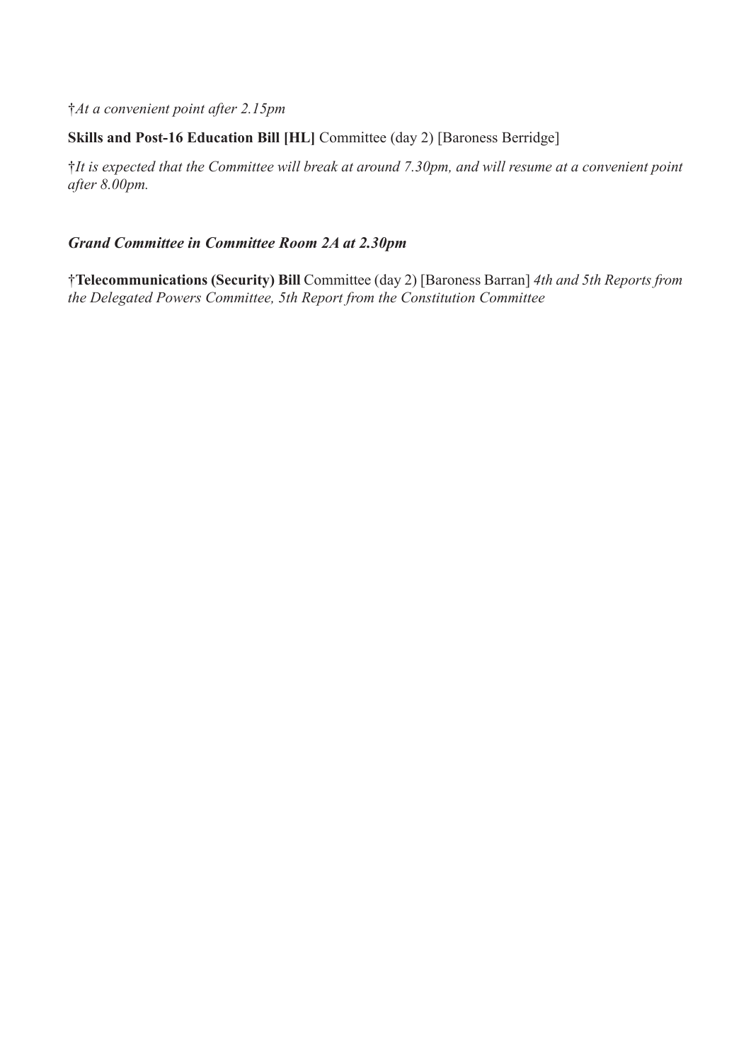†*At a convenient point after 2.15pm*

**Skills and Post-16 Education Bill [HL]** Committee (day 2) [Baroness Berridge]

†*It is expected that the Committee will break at around 7.30pm, and will resume at a convenient point after 8.00pm.*

***Grand Committee in Committee Room 2A at 2.30pm***

†**Telecommunications (Security) Bill** Committee (day 2) [Baroness Barran] *4th and 5th Reports from the Delegated Powers Committee, 5th Report from the Constitution Committee*